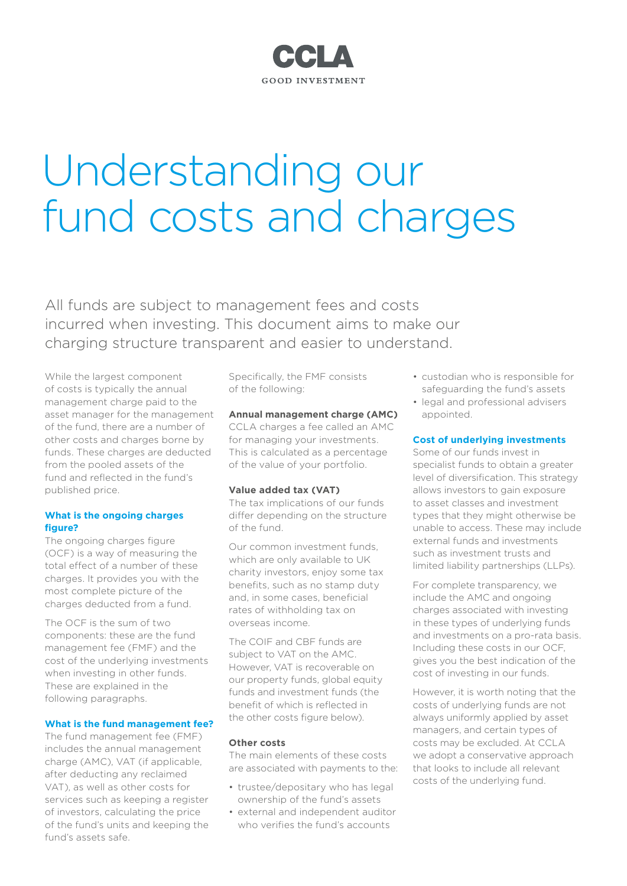CCLA

GOOD INVESTMENT

# Understanding our fund costs and charges

All funds are subject to management fees and costs incurred when investing. This document aims to make our charging structure transparent and easier to understand.

While the largest component of costs is typically the annual management charge paid to the asset manager for the management of the fund, there are a number of other costs and charges borne by funds. These charges are deducted from the pooled assets of the fund and reflected in the fund's published price.

### What is the ongoing charges figure?

The ongoing charges figure (OCF) is a way of measuring the total effect of a number of these charges. It provides you with the most complete picture of the charges deducted from a fund.

The OCF is the sum of two components: these are the fund management fee (FMF) and the cost of the underlying investments when investing in other funds. These are explained in the following paragraphs.

### What is the fund management fee?

The fund management fee (FMF) includes the annual management charge (AMC), VAT (if applicable, after deducting any reclaimed VAT), as well as other costs for services such as keeping a register of investors, calculating the price of the fund's units and keeping the fund's assets safe.

Specifically, the FMF consists of the following:

**Annual management charge (AMC)**
CCLA charges a fee called an AMC for managing your investments. This is calculated as a percentage of the value of your portfolio.

**Value added tax (VAT)**
The tax implications of our funds differ depending on the structure of the fund.

Our common investment funds, which are only available to UK charity investors, enjoy some tax benefits, such as no stamp duty and, in some cases, beneficial rates of withholding tax on overseas income.

The COIF and CBF funds are subject to VAT on the AMC. However, VAT is recoverable on our property funds, global equity funds and investment funds (the benefit of which is reflected in the other costs figure below).

**Other costs**
The main elements of these costs are associated with payments to the:

- trustee/depositary who has legal ownership of the fund's assets
- external and independent auditor who verifies the fund's accounts
- custodian who is responsible for safeguarding the fund's assets
- legal and professional advisers appointed.

### Cost of underlying investments

Some of our funds invest in specialist funds to obtain a greater level of diversification. This strategy allows investors to gain exposure to asset classes and investment types that they might otherwise be unable to access. These may include external funds and investments such as investment trusts and limited liability partnerships (LLPs).

For complete transparency, we include the AMC and ongoing charges associated with investing in these types of underlying funds and investments on a pro-rata basis. Including these costs in our OCF, gives you the best indication of the cost of investing in our funds.

However, it is worth noting that the costs of underlying funds are not always uniformly applied by asset managers, and certain types of costs may be excluded. At CCLA we adopt a conservative approach that looks to include all relevant costs of the underlying fund.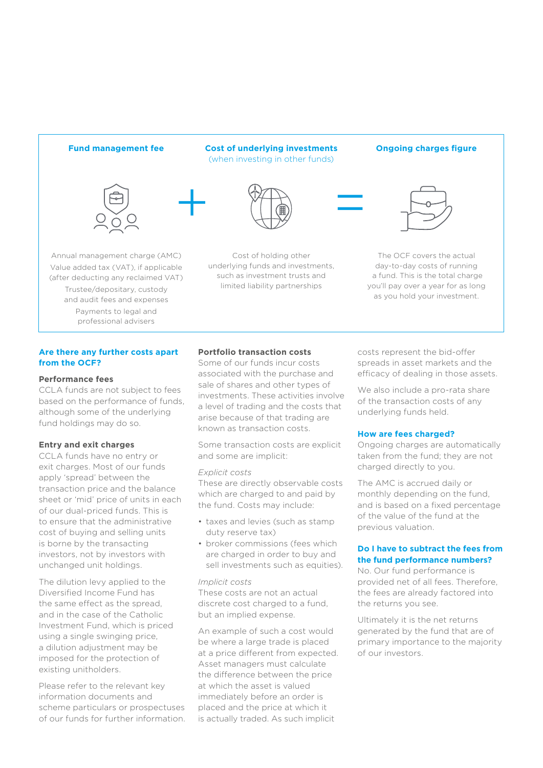**Fund management fee** + **Cost of underlying investments** (when investing in other funds) = **Ongoing charges figure**

**Fund management fee**

Annual management charge (AMC)
Value added tax (VAT), if applicable (after deducting any reclaimed VAT)
Trustee/depositary, custody and audit fees and expenses
Payments to legal and professional advisers

**Cost of underlying investments** (when investing in other funds)

Cost of holding other underlying funds and investments, such as investment trusts and limited liability partnerships

**Ongoing charges figure**

The OCF covers the actual day-to-day costs of running a fund. This is the total charge you'll pay over a year for as long as you hold your investment.

## Are there any further costs apart from the OCF?

### Performance fees

CCLA funds are not subject to fees based on the performance of funds, although some of the underlying fund holdings may do so.

### Entry and exit charges

CCLA funds have no entry or exit charges. Most of our funds apply 'spread' between the transaction price and the balance sheet or 'mid' price of units in each of our dual-priced funds. This is to ensure that the administrative cost of buying and selling units is borne by the transacting investors, not by investors with unchanged unit holdings.

The dilution levy applied to the Diversified Income Fund has the same effect as the spread, and in the case of the Catholic Investment Fund, which is priced using a single swinging price, a dilution adjustment may be imposed for the protection of existing unitholders.

Please refer to the relevant key information documents and scheme particulars or prospectuses of our funds for further information.

### Portfolio transaction costs

Some of our funds incur costs associated with the purchase and sale of shares and other types of investments. These activities involve a level of trading and the costs that arise because of that trading are known as transaction costs.

Some transaction costs are explicit and some are implicit:

*Explicit costs*
These are directly observable costs which are charged to and paid by the fund. Costs may include:

- taxes and levies (such as stamp duty reserve tax)
- broker commissions (fees which are charged in order to buy and sell investments such as equities).

*Implicit costs*
These costs are not an actual discrete cost charged to a fund, but an implied expense.

An example of such a cost would be where a large trade is placed at a price different from expected. Asset managers must calculate the difference between the price at which the asset is valued immediately before an order is placed and the price at which it is actually traded. As such implicit costs represent the bid-offer spreads in asset markets and the efficacy of dealing in those assets.

We also include a pro-rata share of the transaction costs of any underlying funds held.

## How are fees charged?

Ongoing charges are automatically taken from the fund; they are not charged directly to you.

The AMC is accrued daily or monthly depending on the fund, and is based on a fixed percentage of the value of the fund at the previous valuation.

## Do I have to subtract the fees from the fund performance numbers?

No. Our fund performance is provided net of all fees. Therefore, the fees are already factored into the returns you see.

Ultimately it is the net returns generated by the fund that are of primary importance to the majority of our investors.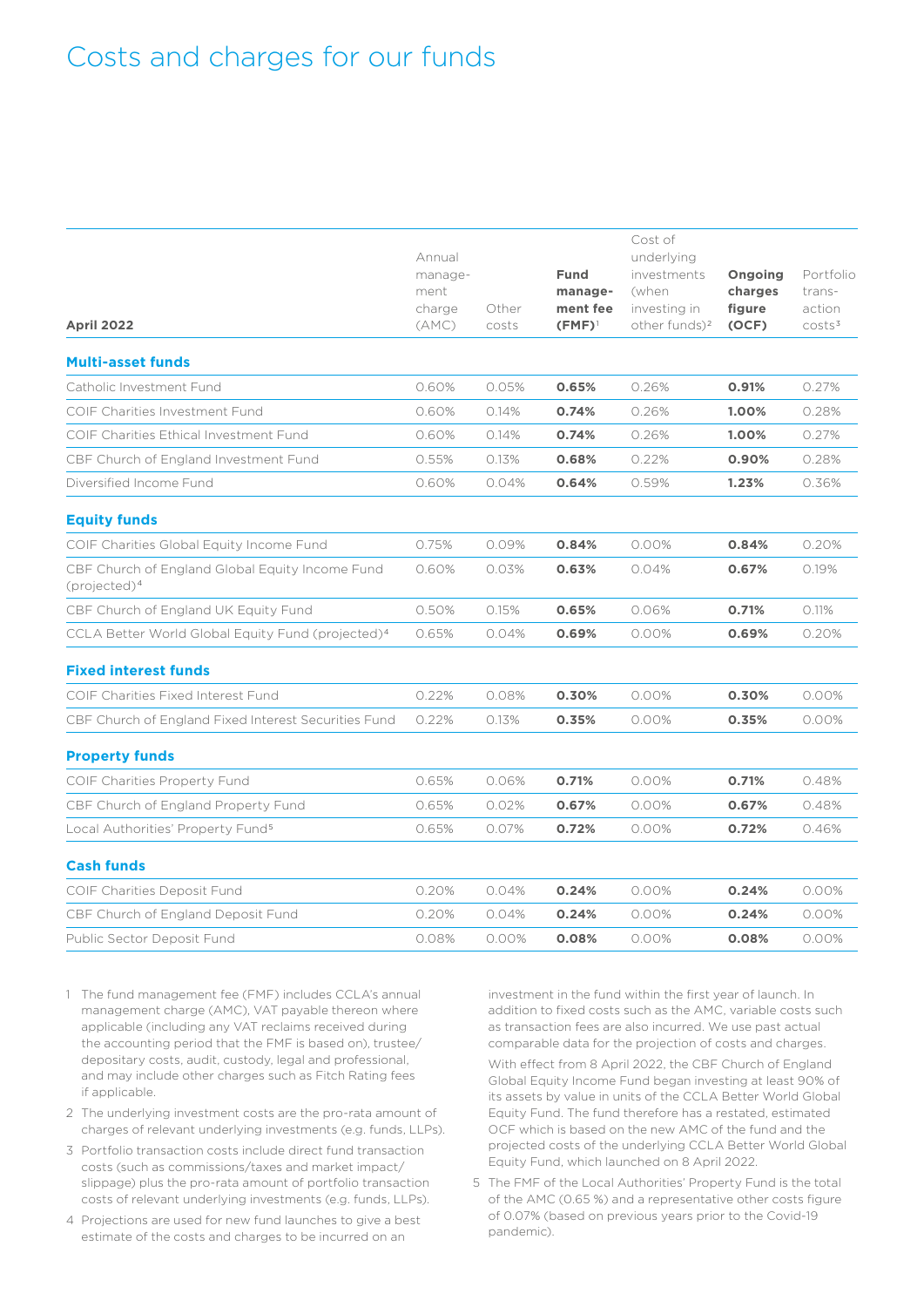# Costs and charges for our funds

| April 2022 | Annual management charge (AMC) | Other costs | **Fund management fee (FMF)**[1] | Cost of underlying investments (when investing in other funds)[2] | **Ongoing charges figure (OCF)** | Portfolio transaction costs[3] |
|---|---|---|---|---|---|---|
| **Multi-asset funds** | | | | | | |
| Catholic Investment Fund | 0.60% | 0.05% | **0.65%** | 0.26% | **0.91%** | 0.27% |
| COIF Charities Investment Fund | 0.60% | 0.14% | **0.74%** | 0.26% | **1.00%** | 0.28% |
| COIF Charities Ethical Investment Fund | 0.60% | 0.14% | **0.74%** | 0.26% | **1.00%** | 0.27% |
| CBF Church of England Investment Fund | 0.55% | 0.13% | **0.68%** | 0.22% | **0.90%** | 0.28% |
| Diversified Income Fund | 0.60% | 0.04% | **0.64%** | 0.59% | **1.23%** | 0.36% |
| **Equity funds** | | | | | | |
| COIF Charities Global Equity Income Fund | 0.75% | 0.09% | **0.84%** | 0.00% | **0.84%** | 0.20% |
| CBF Church of England Global Equity Income Fund (projected)[4] | 0.60% | 0.03% | **0.63%** | 0.04% | **0.67%** | 0.19% |
| CBF Church of England UK Equity Fund | 0.50% | 0.15% | **0.65%** | 0.06% | **0.71%** | 0.11% |
| CCLA Better World Global Equity Fund (projected)[4] | 0.65% | 0.04% | **0.69%** | 0.00% | **0.69%** | 0.20% |
| **Fixed interest funds** | | | | | | |
| COIF Charities Fixed Interest Fund | 0.22% | 0.08% | **0.30%** | 0.00% | **0.30%** | 0.00% |
| CBF Church of England Fixed Interest Securities Fund | 0.22% | 0.13% | **0.35%** | 0.00% | **0.35%** | 0.00% |
| **Property funds** | | | | | | |
| COIF Charities Property Fund | 0.65% | 0.06% | **0.71%** | 0.00% | **0.71%** | 0.48% |
| CBF Church of England Property Fund | 0.65% | 0.02% | **0.67%** | 0.00% | **0.67%** | 0.48% |
| Local Authorities' Property Fund[5] | 0.65% | 0.07% | **0.72%** | 0.00% | **0.72%** | 0.46% |
| **Cash funds** | | | | | | |
| COIF Charities Deposit Fund | 0.20% | 0.04% | **0.24%** | 0.00% | **0.24%** | 0.00% |
| CBF Church of England Deposit Fund | 0.20% | 0.04% | **0.24%** | 0.00% | **0.24%** | 0.00% |
| Public Sector Deposit Fund | 0.08% | 0.00% | **0.08%** | 0.00% | **0.08%** | 0.00% |

1 The fund management fee (FMF) includes CCLA's annual management charge (AMC), VAT payable thereon where applicable (including any VAT reclaims received during the accounting period that the FMF is based on), trustee/depositary costs, audit, custody, legal and professional, and may include other charges such as Fitch Rating fees if applicable.

2 The underlying investment costs are the pro-rata amount of charges of relevant underlying investments (e.g. funds, LLPs).

3 Portfolio transaction costs include direct fund transaction costs (such as commissions/taxes and market impact/slippage) plus the pro-rata amount of portfolio transaction costs of relevant underlying investments (e.g. funds, LLPs).

4 Projections are used for new fund launches to give a best estimate of the costs and charges to be incurred on an investment in the fund within the first year of launch. In addition to fixed costs such as the AMC, variable costs such as transaction fees are also incurred. We use past actual comparable data for the projection of costs and charges.

With effect from 8 April 2022, the CBF Church of England Global Equity Income Fund began investing at least 90% of its assets by value in units of the CCLA Better World Global Equity Fund. The fund therefore has a restated, estimated OCF which is based on the new AMC of the fund and the projected costs of the underlying CCLA Better World Global Equity Fund, which launched on 8 April 2022.

5 The FMF of the Local Authorities' Property Fund is the total of the AMC (0.65 %) and a representative other costs figure of 0.07% (based on previous years prior to the Covid-19 pandemic).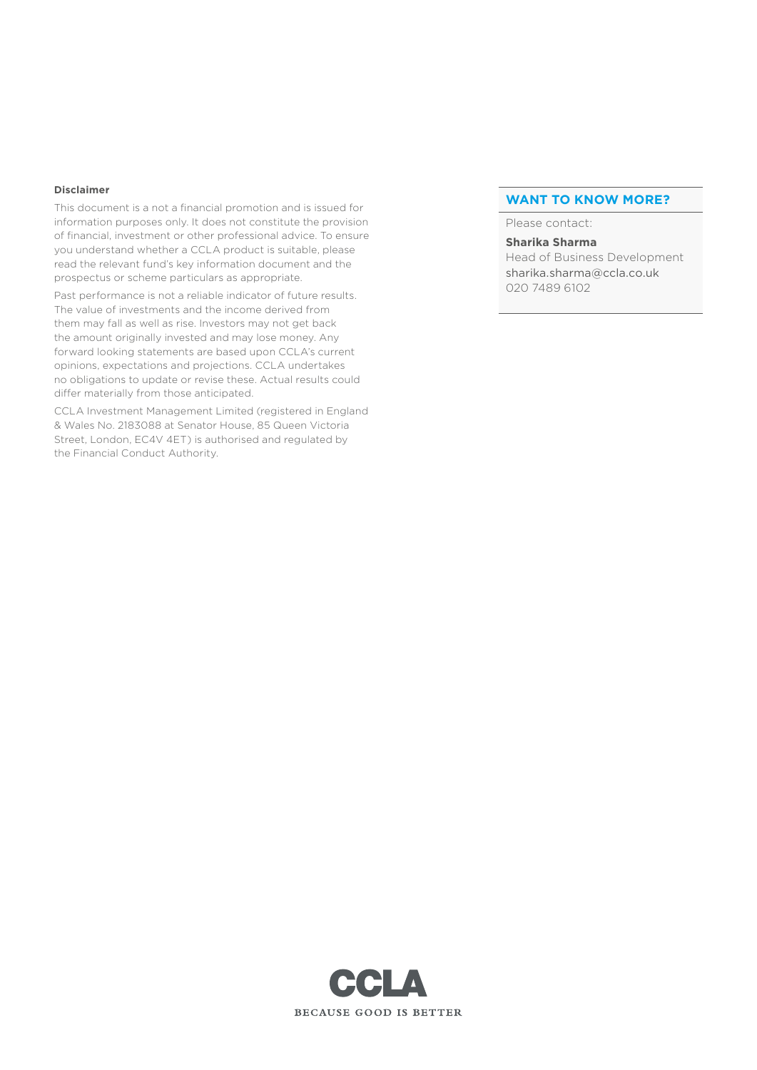**Disclaimer**

This document is a not a financial promotion and is issued for information purposes only. It does not constitute the provision of financial, investment or other professional advice. To ensure you understand whether a CCLA product is suitable, please read the relevant fund's key information document and the prospectus or scheme particulars as appropriate.

Past performance is not a reliable indicator of future results. The value of investments and the income derived from them may fall as well as rise. Investors may not get back the amount originally invested and may lose money. Any forward looking statements are based upon CCLA's current opinions, expectations and projections. CCLA undertakes no obligations to update or revise these. Actual results could differ materially from those anticipated.

CCLA Investment Management Limited (registered in England & Wales No. 2183088 at Senator House, 85 Queen Victoria Street, London, EC4V 4ET) is authorised and regulated by the Financial Conduct Authority.

## WANT TO KNOW MORE?

Please contact:

**Sharika Sharma**
Head of Business Development
sharika.sharma@ccla.co.uk
020 7489 6102

CCLA

BECAUSE GOOD IS BETTER